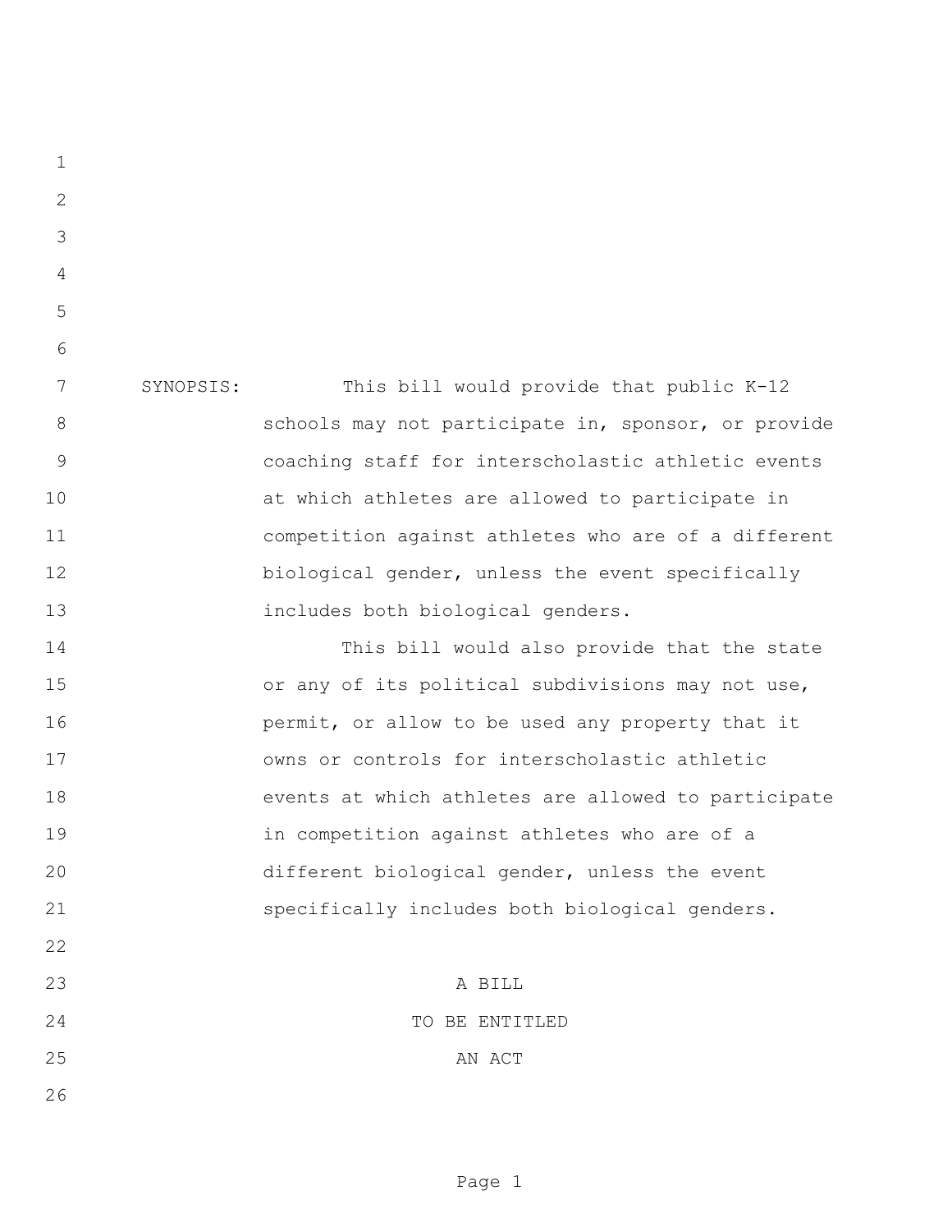SYNOPSIS: This bill would provide that public K-12 schools may not participate in, sponsor, or provide coaching staff for interscholastic athletic events at which athletes are allowed to participate in competition against athletes who are of a different biological gender, unless the event specifically includes both biological genders.

This bill would also provide that the state or any of its political subdivisions may not use, permit, or allow to be used any property that it owns or controls for interscholastic athletic events at which athletes are allowed to participate in competition against athletes who are of a different biological gender, unless the event specifically includes both biological genders.

A BILL

TO BE ENTITLED

AN ACT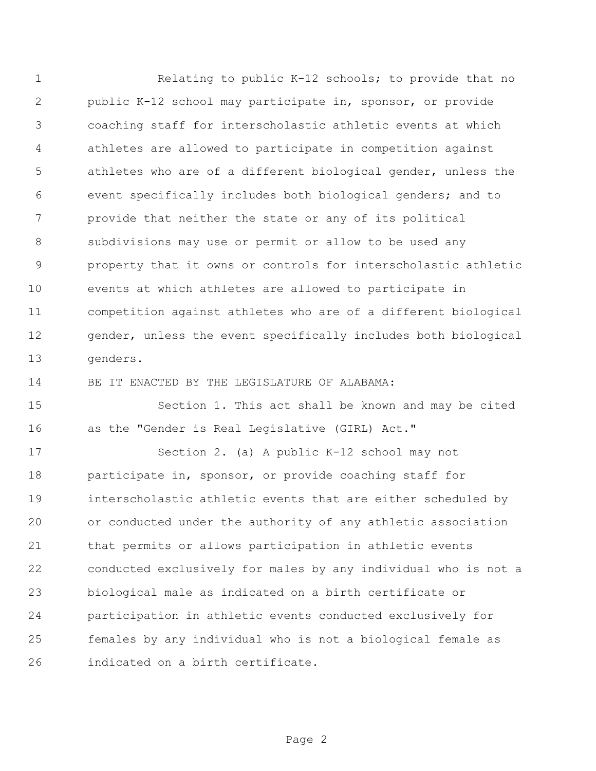Relating to public K-12 schools; to provide that no public K-12 school may participate in, sponsor, or provide coaching staff for interscholastic athletic events at which athletes are allowed to participate in competition against athletes who are of a different biological gender, unless the event specifically includes both biological genders; and to provide that neither the state or any of its political subdivisions may use or permit or allow to be used any property that it owns or controls for interscholastic athletic events at which athletes are allowed to participate in competition against athletes who are of a different biological gender, unless the event specifically includes both biological genders.

BE IT ENACTED BY THE LEGISLATURE OF ALABAMA:

Section 1. This act shall be known and may be cited as the "Gender is Real Legislative (GIRL) Act."

Section 2. (a) A public K-12 school may not participate in, sponsor, or provide coaching staff for interscholastic athletic events that are either scheduled by or conducted under the authority of any athletic association that permits or allows participation in athletic events conducted exclusively for males by any individual who is not a biological male as indicated on a birth certificate or participation in athletic events conducted exclusively for females by any individual who is not a biological female as indicated on a birth certificate.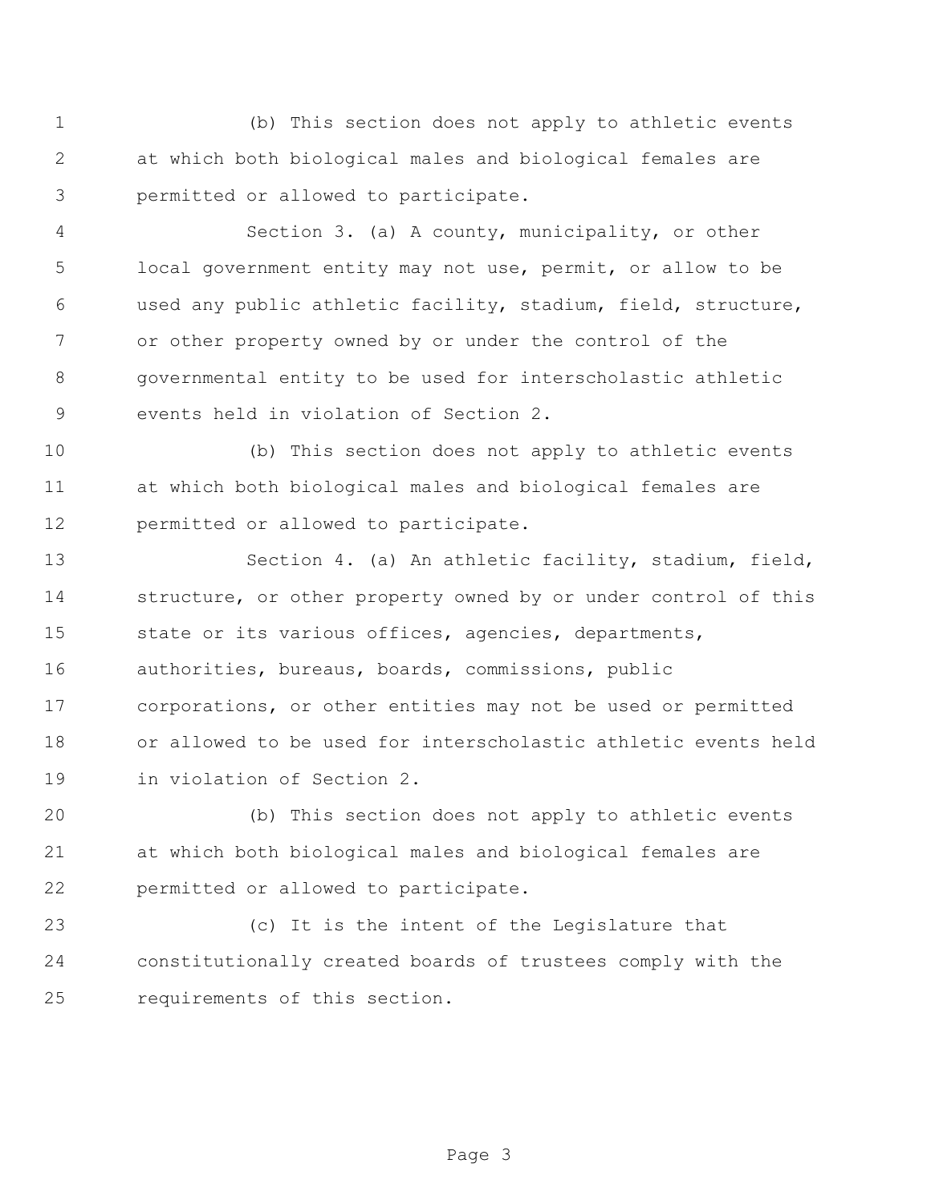(b) This section does not apply to athletic events at which both biological males and biological females are permitted or allowed to participate.

Section 3. (a) A county, municipality, or other local government entity may not use, permit, or allow to be used any public athletic facility, stadium, field, structure, or other property owned by or under the control of the governmental entity to be used for interscholastic athletic events held in violation of Section 2.

(b) This section does not apply to athletic events at which both biological males and biological females are permitted or allowed to participate.

Section 4. (a) An athletic facility, stadium, field, structure, or other property owned by or under control of this state or its various offices, agencies, departments, authorities, bureaus, boards, commissions, public corporations, or other entities may not be used or permitted or allowed to be used for interscholastic athletic events held in violation of Section 2.

(b) This section does not apply to athletic events at which both biological males and biological females are permitted or allowed to participate.

(c) It is the intent of the Legislature that constitutionally created boards of trustees comply with the requirements of this section.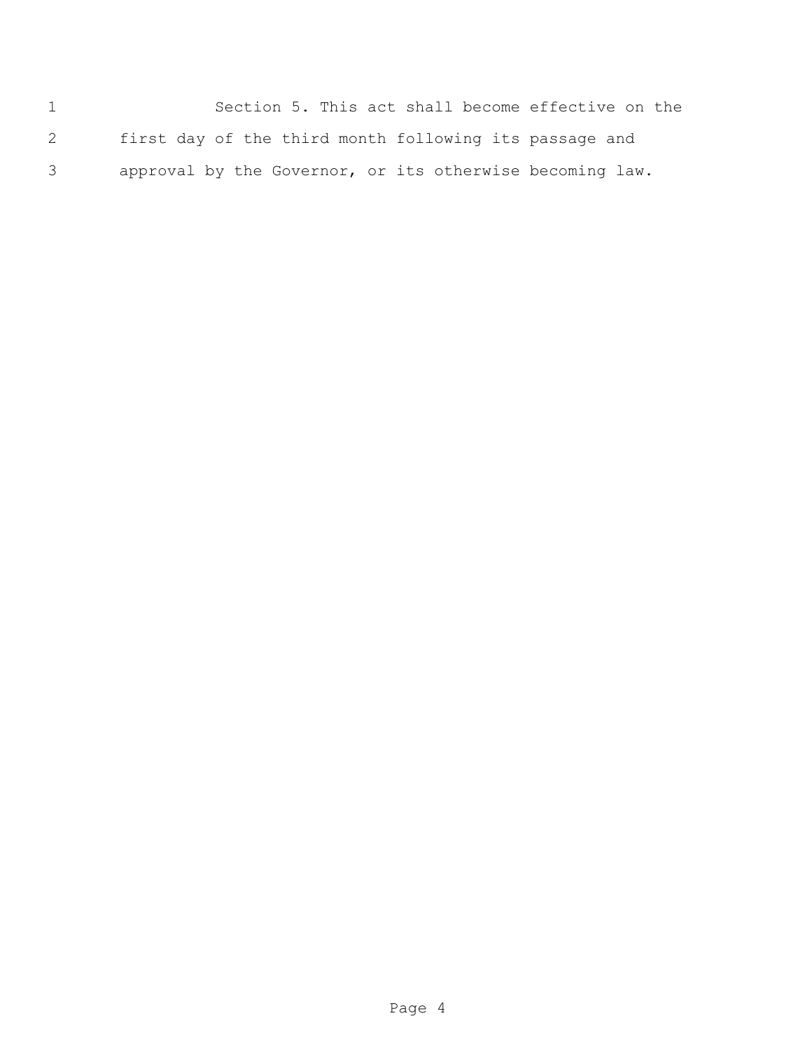Section 5. This act shall become effective on the first day of the third month following its passage and approval by the Governor, or its otherwise becoming law.